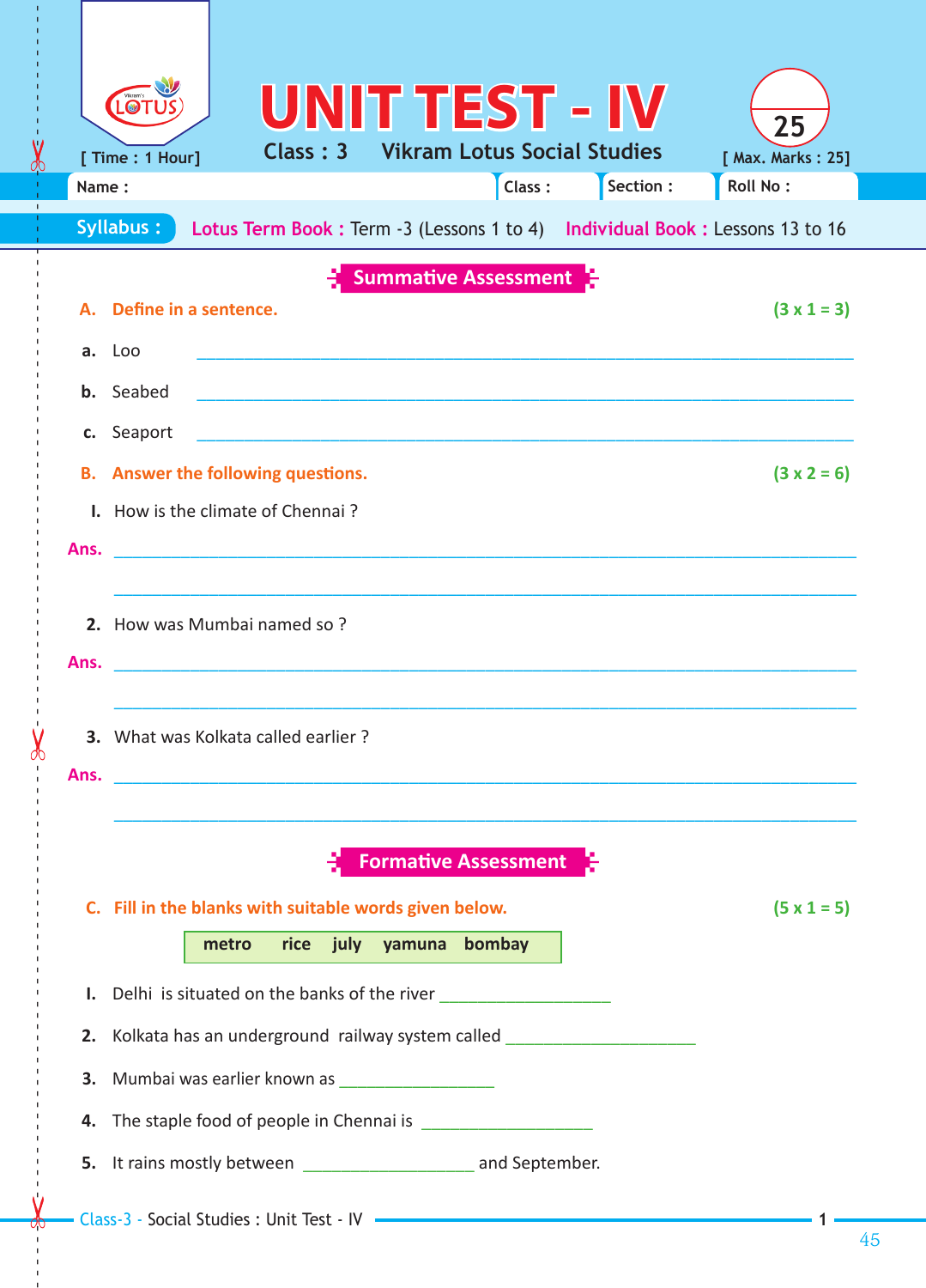# UNIT TEST - IV

[ Time : 1 Hour]

Class : 3 Vikram Lotus Social Studies

[ Max. Marks : 25]

Name : ______ Class : ______ Section : ______ Roll No : ______

**Syllabus :** Lotus Term Book : Term -3 (Lessons 1 to 4) Individual Book : Lessons 13 to 16

## Summative Assessment

**A. Define in a sentence.** **(3 x 1 = 3)**

a. Loo ______________________________

b. Seabed ______________________________

c. Seaport ______________________________

**B. Answer the following questions.** **(3 x 2 = 6)**

I. How is the climate of Chennai ?

Ans. ______________________________

______________________________

2. How was Mumbai named so ?

Ans. ______________________________

______________________________

3. What was Kolkata called earlier ?

Ans. ______________________________

______________________________

## Formative Assessment

**C. Fill in the blanks with suitable words given below.** **(5 x 1 = 5)**

**metro rice july yamuna bombay**

I. Delhi is situated on the banks of the river ____________

2. Kolkata has an underground railway system called ____________

3. Mumbai was earlier known as ____________

4. The staple food of people in Chennai is ____________

5. It rains mostly between ____________ and September.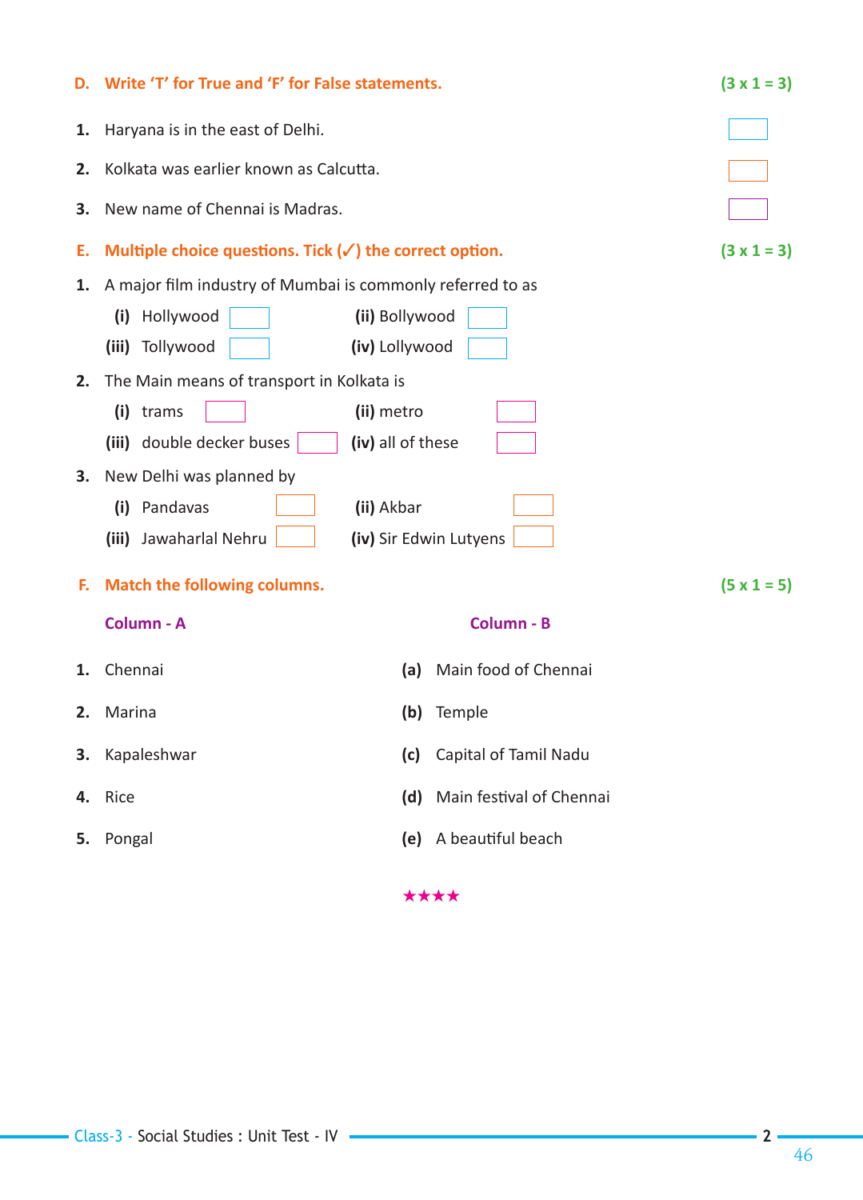**D. Write 'T' for True and 'F' for False statements.** **(3 x 1 = 3)**

1. Haryana is in the east of Delhi. ☐
2. Kolkata was earlier known as Calcutta. ☐
3. New name of Chennai is Madras. ☐

**E. Multiple choice questions. Tick (✓) the correct option.** **(3 x 1 = 3)**

1. A major film industry of Mumbai is commonly referred to as
   - **(i)** Hollywood ☐ **(ii)** Bollywood ☐
   - **(iii)** Tollywood ☐ **(iv)** Lollywood ☐
2. The Main means of transport in Kolkata is
   - **(i)** trams ☐ **(ii)** metro ☐
   - **(iii)** double decker buses ☐ **(iv)** all of these ☐
3. New Delhi was planned by
   - **(i)** Pandavas ☐ **(ii)** Akbar ☐
   - **(iii)** Jawaharlal Nehru ☐ **(iv)** Sir Edwin Lutyens ☐

**F. Match the following columns.** **(5 x 1 = 5)**

| Column - A | Column - B |
|---|---|
| 1. Chennai | (a) Main food of Chennai |
| 2. Marina | (b) Temple |
| 3. Kapaleshwar | (c) Capital of Tamil Nadu |
| 4. Rice | (d) Main festival of Chennai |
| 5. Pongal | (e) A beautiful beach |

★★★★